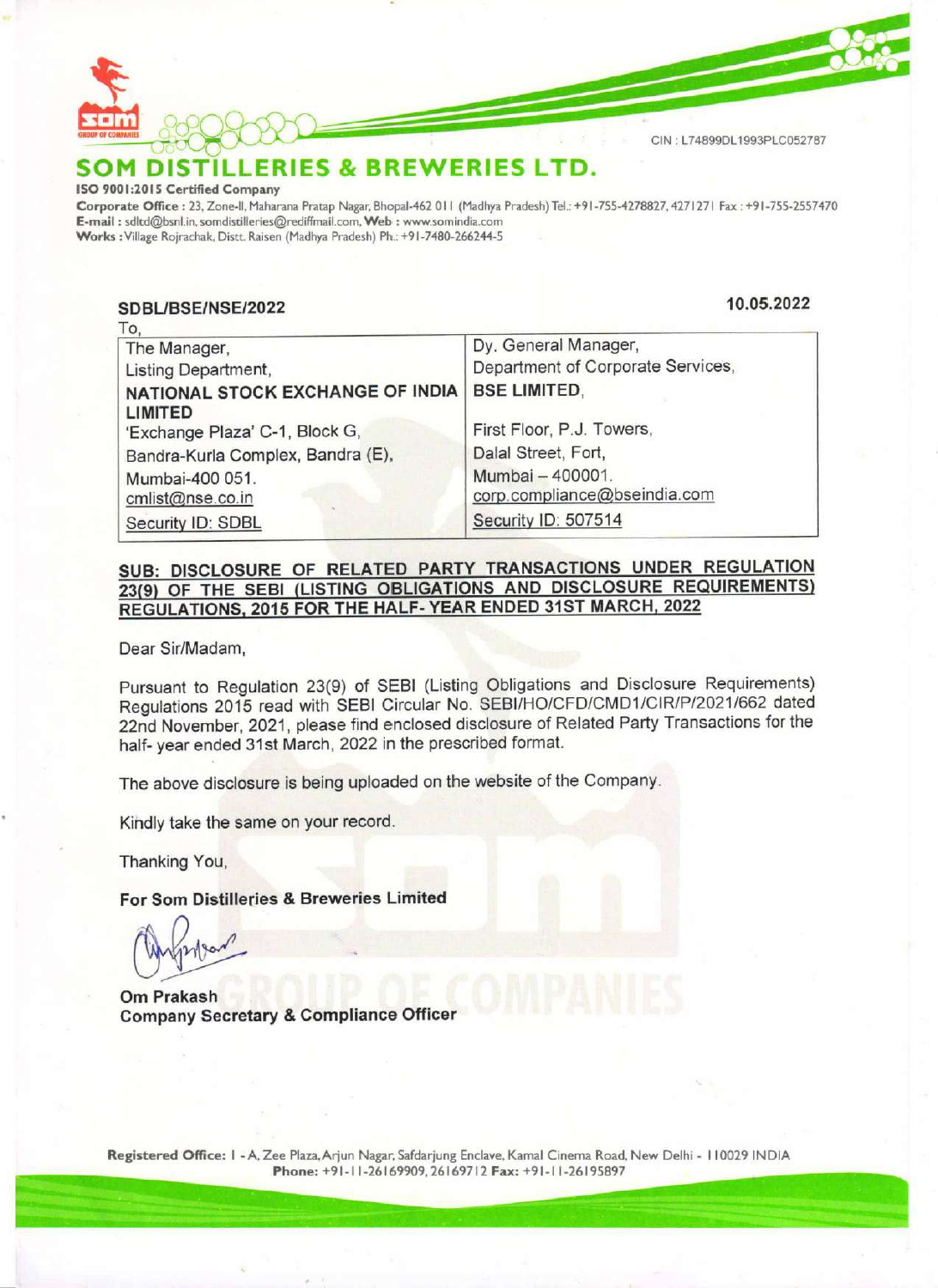CIN : L74899DL1993PLC052787

# SOM DISTILLERIES & BREWERIES LTD.

**ISO 9001:2015 Certified Company**

**Corporate Office :** 23, Zone-II, Maharana Pratap Nagar, Bhopal-462 011 (Madhya Pradesh) Tel.: +91-755-4278827, 4271271 Fax : +91-755-2557470
**E-mail :** sdltd@bsnl.in, somdistilleries@rediffmail.com, **Web :** www.somindia.com
**Works :** Village Rojrachak, Distt. Raisen (Madhya Pradesh) Ph.: +91-7480-266244-5

**SDBL/BSE/NSE/2022** **10.05.2022**

To,

| The Manager,<br>Listing Department,<br>**NATIONAL STOCK EXCHANGE OF INDIA LIMITED**<br>'Exchange Plaza' C-1, Block G,<br>Bandra-Kurla Complex, Bandra (E),<br>Mumbai-400 051.<br>cmlist@nse.co.in<br>Security ID: SDBL | Dy. General Manager,<br>Department of Corporate Services,<br>**BSE LIMITED**,<br>First Floor, P.J. Towers,<br>Dalal Street, Fort,<br>Mumbai – 400001.<br>corp.compliance@bseindia.com<br>Security ID: 507514 |
|---|---|

**SUB: DISCLOSURE OF RELATED PARTY TRANSACTIONS UNDER REGULATION 23(9) OF THE SEBI (LISTING OBLIGATIONS AND DISCLOSURE REQUIREMENTS) REGULATIONS, 2015 FOR THE HALF- YEAR ENDED 31ST MARCH, 2022**

Dear Sir/Madam,

Pursuant to Regulation 23(9) of SEBI (Listing Obligations and Disclosure Requirements) Regulations 2015 read with SEBI Circular No. SEBI/HO/CFD/CMD1/CIR/P/2021/662 dated 22nd November, 2021, please find enclosed disclosure of Related Party Transactions for the half- year ended 31st March, 2022 in the prescribed format.

The above disclosure is being uploaded on the website of the Company.

Kindly take the same on your record.

Thanking You,

**For Som Distilleries & Breweries Limited**

**Om Prakash**
**Company Secretary & Compliance Officer**

**Registered Office:** I - A, Zee Plaza, Arjun Nagar, Safdarjung Enclave, Kamal Cinema Road, New Delhi - 110029 INDIA
**Phone:** +91-11-26169909, 26169712 **Fax:** +91-11-26195897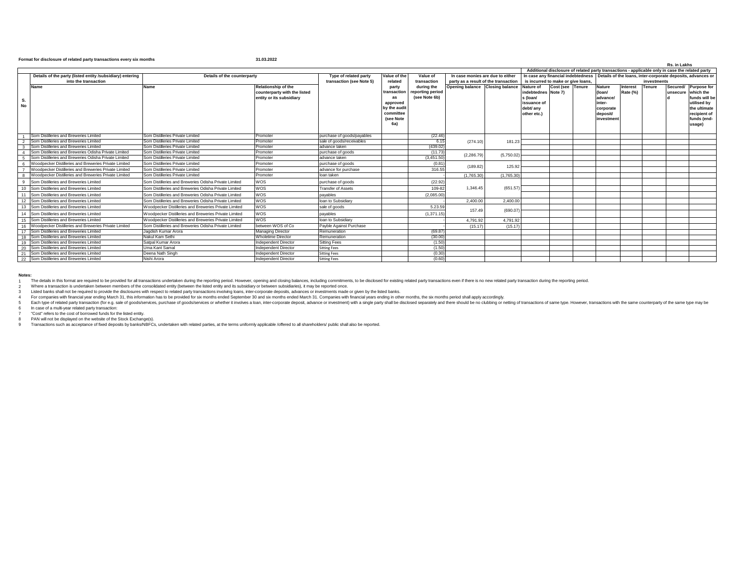**Format for disclosure of related party transactions every six months** **31.03.2022**

**Rs. in Lakhs**

| S. No | Details of the party (listed entity /subsidiary) entering into the transaction | Details of the counterparty | | Type of related party transaction (see Note 5) | Value of the related party transaction as approved by the audit committee (see Note 6a) | Value of transaction during the reporting period (see Note 6b) | In case monies are due to either party as a result of the transaction | | Additional disclosure of related party transactions - applicable only in case the related party transaction relates to loans, inter-corporate deposits, advances or investments made or given by the listed entity/subsidiary. In case any financial indebtedness is incurred to make or give loans, | | | Details of the loans, inter-corporate deposits, advances or investments | | | | |
|---|---|---|---|---|---|---|---|---|---|---|---|---|---|---|---|---|
| | Name | Name | Relationship of the counterparty with the listed entity or its subsidiary | | | | Opening balance | Closing balance | Nature of indebtedness (loan/ issuance of debt/ any other etc.) | Cost (see Note 7) | Tenure | Nature (loan/ advance/ inter-corporate deposit/ investment | Interest Rate (%) | Tenure | Secured/ unsecured | Purpose for which the funds will be utilised by the ultimate recipient of funds (end-usage) |
| 1 | Som Distilleries and Breweries Limited | Som Distilleries Private Limited | Promoter | purchase of goods/payables | | (22.46) | (274.10) | 181.23 | | | | | | | | |
| 2 | Som Distilleries and Breweries Limited | Som Distilleries Private Limited | Promoter | sale of goods/receivables | | 6.15 | | | | | | | | | | |
| 3 | Som Distilleries and Breweries Limited | Som Distilleries Private Limited | Promoter | advance taken | | (439.02) | | | | | | | | | | |
| 4 | Som Distilleries and Breweries Odisha Private Limited | Som Distilleries Private Limited | Promoter | purchase of goods | | (11.73) | (2,286.79) | (5,750.02) | | | | | | | | |
| 5 | Som Distilleries and Breweries Odisha Private Limited | Som Distilleries Private Limited | Promoter | advance taken | | (3,451.50) | | | | | | | | | | |
| 6 | Woodpecker Distilleries and Breweries Private Limited | Som Distilleries Private Limited | Promoter | purchase of goods | | (0.81) | (189.82) | 125.92 | | | | | | | | |
| 7 | Woodpecker Distilleries and Breweries Private Limited | Som Distilleries Private Limited | Promoter | advance for purchase | | 316.55 | | | | | | | | | | |
| 8 | Woodpecker Distilleries and Breweries Private Limited | Som Distilleries Private Limited | Promoter | loan taken | | - | (1,765.30) | (1,765.30) | | | | | | | | |
| 9 | Som Distilleries and Breweries Limited | Som Distilleries and Breweries Odisha Private Limited | WOS | purchase of goods | | (22.92) | 1,346.45 | (651.57) | | | | | | | | |
| 10 | Som Distilleries and Breweries Limited | Som Distilleries and Breweries Odisha Private Limited | WOS | Transfer of Assets | | 109-82 | | | | | | | | | | |
| 11 | Som Distilleries and Breweries Limited | Som Distilleries and Breweries Odisha Private Limited | WOS | payables | | (2,085.00) | | | | | | | | | | |
| 12 | Som Distilleries and Breweries Limited | Som Distilleries and Breweries Odisha Private Limited | WOS | loan to Subsidiary | | - | 2,400.00 | 2,400.00 | | | | | | | | |
| 13 | Som Distilleries and Breweries Limited | Woodpecker Distilleries and Breweries Private Limited | WOS | sale of goods | | 5.23.59 | 157.49 | (690.07) | | | | | | | | |
| 14 | Som Distilleries and Breweries Limited | Woodpecker Distilleries and Breweries Private Limited | WOS | payables | | (1,371.15) | | | | | | | | | | |
| 15 | Som Distilleries and Breweries Limited | Woodpecker Distilleries and Breweries Private Limited | WOS | loan to Subsidiary | | - | 4,791.92 | 4,791.92 | | | | | | | | |
| 16 | Woodpecker Distilleries and Breweries Private Limited | Som Distilleries and Breweries Odisha Private Limited | between WOS of Co | Payble Against Purchase | | - | (15.17) | (15.17) | | | | | | | | |
| 17 | Som Distilleries and Breweries Limited | Jagdish Kumar Arora | Managing Director | Remuneration | | (69.87) | | | | | | | | | | |
| 18 | Som Distilleries and Breweries Limited | Nakul Kam Sethi | Wholetime Director | Remuneration | | (30.00) | | | | | | | | | | |
| 19 | Som Distilleries and Breweries Limited | Satpal Kumar Arora | Independent Director | Sitting Fees | | (1.50) | | | | | | | | | | |
| 20 | Som Distilleries and Breweries Limited | Uma Kant Samal | Independent Director | Sitting Fees | | (1.50) | | | | | | | | | | |
| 21 | Som Distilleries and Breweries Limited | Deena Nath Singh | Independent Director | Sitting Fees | | (0.30) | | | | | | | | | | |
| 22 | Som Distilleries and Breweries Limited | Nishi Arora | Independent Director | Sitting Fees | | (0.60) | | | | | | | | | | |

**Notes:**

1. The details in this format are required to be provided for all transactions undertaken during the reporting period. However, opening and closing balances, including commitments, to be disclosed for existing related party transactions even if there is no new related party transaction during the reporting period.
2. Where a transaction is undertaken between members of the consolidated entity (between the listed entity and its subsidiary or between subsidiaries), it may be reported once.
3. Listed banks shall not be required to provide the disclosures with respect to related party transactions involving loans, inter-corporate deposits, advances or investments made or given by the listed banks.
4. For companies with financial year ending March 31, this information has to be provided for six months ended September 30 and six months ended March 31. Companies with financial years ending in other months, the six months period shall apply accordingly.
5. Each type of related party transaction (for e.g. sale of goods/services, purchase of goods/services or whether it involves a loan, inter-corporate deposit, advance or investment) with a single party shall be disclosed separately and there should be no clubbing or netting of transactions of same type. However, transactions with the same counterparty of the same type may be
6. In case of a multi-year related party transaction:
7. "Cost" refers to the cost of borrowed funds for the listed entity.
8. PAN will not be displayed on the website of the Stock Exchange(s).
9. Transactions such as acceptance of fixed deposits by banks/NBFCs, undertaken with related parties, at the terms uniformly applicable /offered to all shareholders/ public shall also be reported.